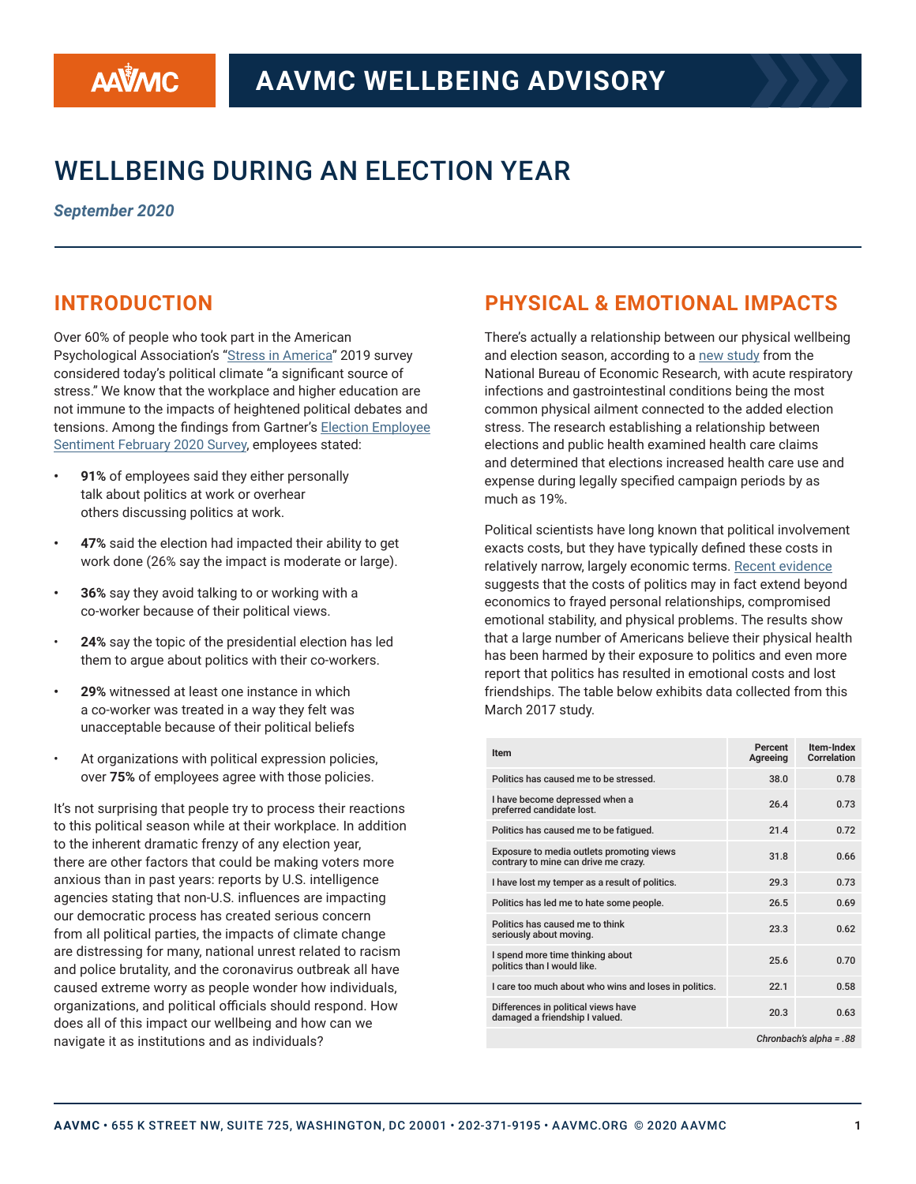AAVMC WELLBEING ADVISORY

# WELLBEING DURING AN ELECTION YEAR

*September 2020*

## INTRODUCTION

Over 60% of people who took part in the American Psychological Association's "Stress in America" 2019 survey considered today's political climate "a significant source of stress." We know that the workplace and higher education are not immune to the impacts of heightened political debates and tensions. Among the findings from Gartner's Election Employee Sentiment February 2020 Survey, employees stated:

- **91%** of employees said they either personally talk about politics at work or overhear others discussing politics at work.
- **47%** said the election had impacted their ability to get work done (26% say the impact is moderate or large).
- **36%** say they avoid talking to or working with a co-worker because of their political views.
- **24%** say the topic of the presidential election has led them to argue about politics with their co-workers.
- **29%** witnessed at least one instance in which a co-worker was treated in a way they felt was unacceptable because of their political beliefs
- At organizations with political expression policies, over **75%** of employees agree with those policies.

It's not surprising that people try to process their reactions to this political season while at their workplace. In addition to the inherent dramatic frenzy of any election year, there are other factors that could be making voters more anxious than in past years: reports by U.S. intelligence agencies stating that non-U.S. influences are impacting our democratic process has created serious concern from all political parties, the impacts of climate change are distressing for many, national unrest related to racism and police brutality, and the coronavirus outbreak all have caused extreme worry as people wonder how individuals, organizations, and political officials should respond. How does all of this impact our wellbeing and how can we navigate it as institutions and as individuals?

## PHYSICAL & EMOTIONAL IMPACTS

There's actually a relationship between our physical wellbeing and election season, according to a new study from the National Bureau of Economic Research, with acute respiratory infections and gastrointestinal conditions being the most common physical ailment connected to the added election stress. The research establishing a relationship between elections and public health examined health care claims and determined that elections increased health care use and expense during legally specified campaign periods by as much as 19%.

Political scientists have long known that political involvement exacts costs, but they have typically defined these costs in relatively narrow, largely economic terms. Recent evidence suggests that the costs of politics may in fact extend beyond economics to frayed personal relationships, compromised emotional stability, and physical problems. The results show that a large number of Americans believe their physical health has been harmed by their exposure to politics and even more report that politics has resulted in emotional costs and lost friendships. The table below exhibits data collected from this March 2017 study.

| Item | Percent Agreeing | Item-Index Correlation |
|---|---|---|
| Politics has caused me to be stressed. | 38.0 | 0.78 |
| I have become depressed when a preferred candidate lost. | 26.4 | 0.73 |
| Politics has caused me to be fatigued. | 21.4 | 0.72 |
| Exposure to media outlets promoting views contrary to mine can drive me crazy. | 31.8 | 0.66 |
| I have lost my temper as a result of politics. | 29.3 | 0.73 |
| Politics has led me to hate some people. | 26.5 | 0.69 |
| Politics has caused me to think seriously about moving. | 23.3 | 0.62 |
| I spend more time thinking about politics than I would like. | 25.6 | 0.70 |
| I care too much about who wins and loses in politics. | 22.1 | 0.58 |
| Differences in political views have damaged a friendship I valued. | 20.3 | 0.63 |
| | | *Chronbach's alpha = .88* |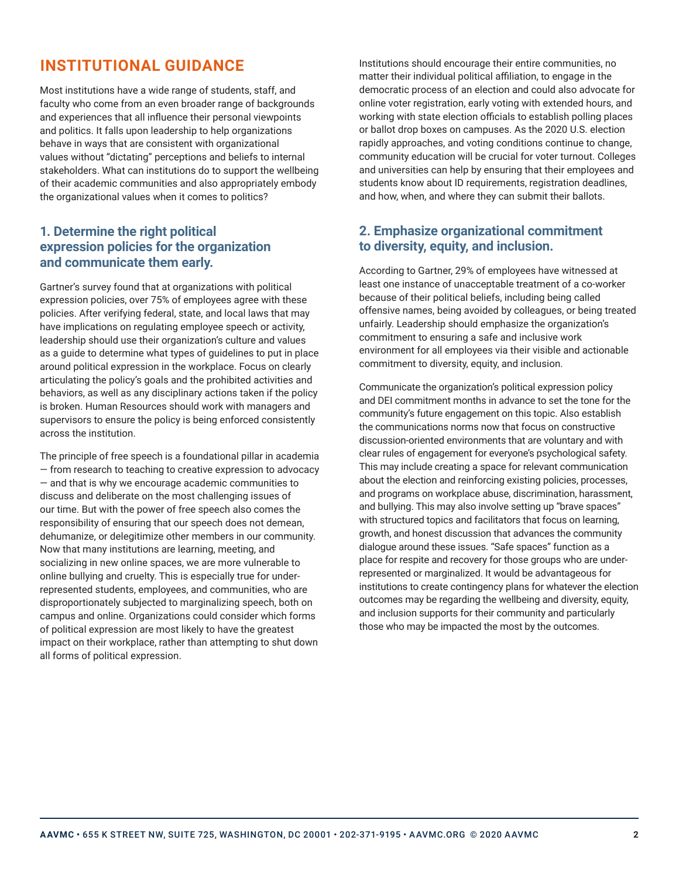## INSTITUTIONAL GUIDANCE

Most institutions have a wide range of students, staff, and faculty who come from an even broader range of backgrounds and experiences that all influence their personal viewpoints and politics. It falls upon leadership to help organizations behave in ways that are consistent with organizational values without "dictating" perceptions and beliefs to internal stakeholders. What can institutions do to support the wellbeing of their academic communities and also appropriately embody the organizational values when it comes to politics?

### 1. Determine the right political expression policies for the organization and communicate them early.

Gartner's survey found that at organizations with political expression policies, over 75% of employees agree with these policies. After verifying federal, state, and local laws that may have implications on regulating employee speech or activity, leadership should use their organization's culture and values as a guide to determine what types of guidelines to put in place around political expression in the workplace. Focus on clearly articulating the policy's goals and the prohibited activities and behaviors, as well as any disciplinary actions taken if the policy is broken. Human Resources should work with managers and supervisors to ensure the policy is being enforced consistently across the institution.

The principle of free speech is a foundational pillar in academia — from research to teaching to creative expression to advocacy — and that is why we encourage academic communities to discuss and deliberate on the most challenging issues of our time. But with the power of free speech also comes the responsibility of ensuring that our speech does not demean, dehumanize, or delegitimize other members in our community. Now that many institutions are learning, meeting, and socializing in new online spaces, we are more vulnerable to online bullying and cruelty. This is especially true for under-represented students, employees, and communities, who are disproportionately subjected to marginalizing speech, both on campus and online. Organizations could consider which forms of political expression are most likely to have the greatest impact on their workplace, rather than attempting to shut down all forms of political expression.

Institutions should encourage their entire communities, no matter their individual political affiliation, to engage in the democratic process of an election and could also advocate for online voter registration, early voting with extended hours, and working with state election officials to establish polling places or ballot drop boxes on campuses. As the 2020 U.S. election rapidly approaches, and voting conditions continue to change, community education will be crucial for voter turnout. Colleges and universities can help by ensuring that their employees and students know about ID requirements, registration deadlines, and how, when, and where they can submit their ballots.

### 2. Emphasize organizational commitment to diversity, equity, and inclusion.

According to Gartner, 29% of employees have witnessed at least one instance of unacceptable treatment of a co-worker because of their political beliefs, including being called offensive names, being avoided by colleagues, or being treated unfairly. Leadership should emphasize the organization's commitment to ensuring a safe and inclusive work environment for all employees via their visible and actionable commitment to diversity, equity, and inclusion.

Communicate the organization's political expression policy and DEI commitment months in advance to set the tone for the community's future engagement on this topic. Also establish the communications norms now that focus on constructive discussion-oriented environments that are voluntary and with clear rules of engagement for everyone's psychological safety. This may include creating a space for relevant communication about the election and reinforcing existing policies, processes, and programs on workplace abuse, discrimination, harassment, and bullying. This may also involve setting up "brave spaces" with structured topics and facilitators that focus on learning, growth, and honest discussion that advances the community dialogue around these issues. "Safe spaces" function as a place for respite and recovery for those groups who are under-represented or marginalized. It would be advantageous for institutions to create contingency plans for whatever the election outcomes may be regarding the wellbeing and diversity, equity, and inclusion supports for their community and particularly those who may be impacted the most by the outcomes.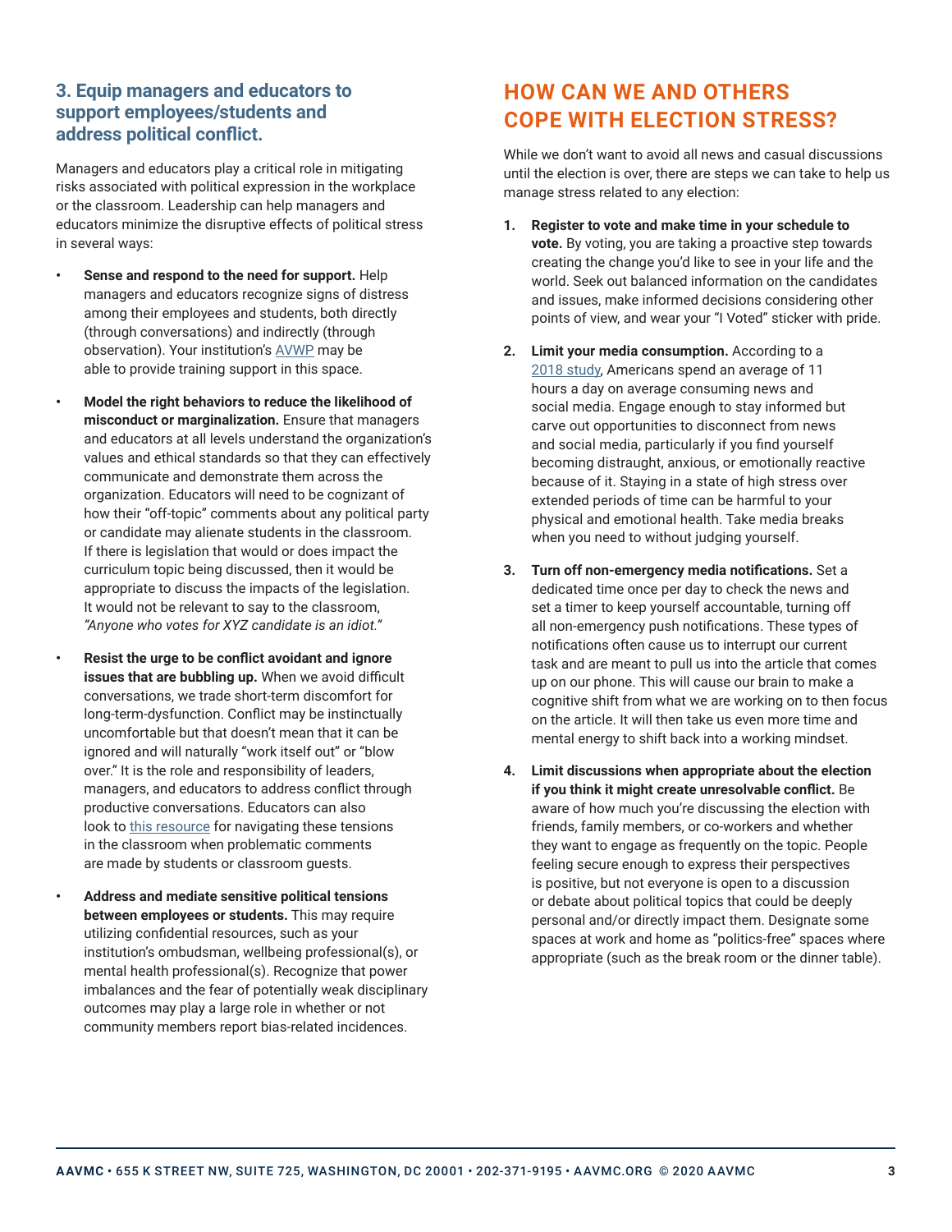### 3. Equip managers and educators to support employees/students and address political conflict.

Managers and educators play a critical role in mitigating risks associated with political expression in the workplace or the classroom. Leadership can help managers and educators minimize the disruptive effects of political stress in several ways:

- **Sense and respond to the need for support.** Help managers and educators recognize signs of distress among their employees and students, both directly (through conversations) and indirectly (through observation). Your institution's AVWP may be able to provide training support in this space.
- **Model the right behaviors to reduce the likelihood of misconduct or marginalization.** Ensure that managers and educators at all levels understand the organization's values and ethical standards so that they can effectively communicate and demonstrate them across the organization. Educators will need to be cognizant of how their "off-topic" comments about any political party or candidate may alienate students in the classroom. If there is legislation that would or does impact the curriculum topic being discussed, then it would be appropriate to discuss the impacts of the legislation. It would not be relevant to say to the classroom, *"Anyone who votes for XYZ candidate is an idiot."*
- **Resist the urge to be conflict avoidant and ignore issues that are bubbling up.** When we avoid difficult conversations, we trade short-term discomfort for long-term-dysfunction. Conflict may be instinctually uncomfortable but that doesn't mean that it can be ignored and will naturally "work itself out" or "blow over." It is the role and responsibility of leaders, managers, and educators to address conflict through productive conversations. Educators can also look to this resource for navigating these tensions in the classroom when problematic comments are made by students or classroom guests.
- **Address and mediate sensitive political tensions between employees or students.** This may require utilizing confidential resources, such as your institution's ombudsman, wellbeing professional(s), or mental health professional(s). Recognize that power imbalances and the fear of potentially weak disciplinary outcomes may play a large role in whether or not community members report bias-related incidences.

## HOW CAN WE AND OTHERS COPE WITH ELECTION STRESS?

While we don't want to avoid all news and casual discussions until the election is over, there are steps we can take to help us manage stress related to any election:

1. **Register to vote and make time in your schedule to vote.** By voting, you are taking a proactive step towards creating the change you'd like to see in your life and the world. Seek out balanced information on the candidates and issues, make informed decisions considering other points of view, and wear your "I Voted" sticker with pride.
2. **Limit your media consumption.** According to a 2018 study, Americans spend an average of 11 hours a day on average consuming news and social media. Engage enough to stay informed but carve out opportunities to disconnect from news and social media, particularly if you find yourself becoming distraught, anxious, or emotionally reactive because of it. Staying in a state of high stress over extended periods of time can be harmful to your physical and emotional health. Take media breaks when you need to without judging yourself.
3. **Turn off non-emergency media notifications.** Set a dedicated time once per day to check the news and set a timer to keep yourself accountable, turning off all non-emergency push notifications. These types of notifications often cause us to interrupt our current task and are meant to pull us into the article that comes up on our phone. This will cause our brain to make a cognitive shift from what we are working on to then focus on the article. It will then take us even more time and mental energy to shift back into a working mindset.
4. **Limit discussions when appropriate about the election if you think it might create unresolvable conflict.** Be aware of how much you're discussing the election with friends, family members, or co-workers and whether they want to engage as frequently on the topic. People feeling secure enough to express their perspectives is positive, but not everyone is open to a discussion or debate about political topics that could be deeply personal and/or directly impact them. Designate some spaces at work and home as "politics-free" spaces where appropriate (such as the break room or the dinner table).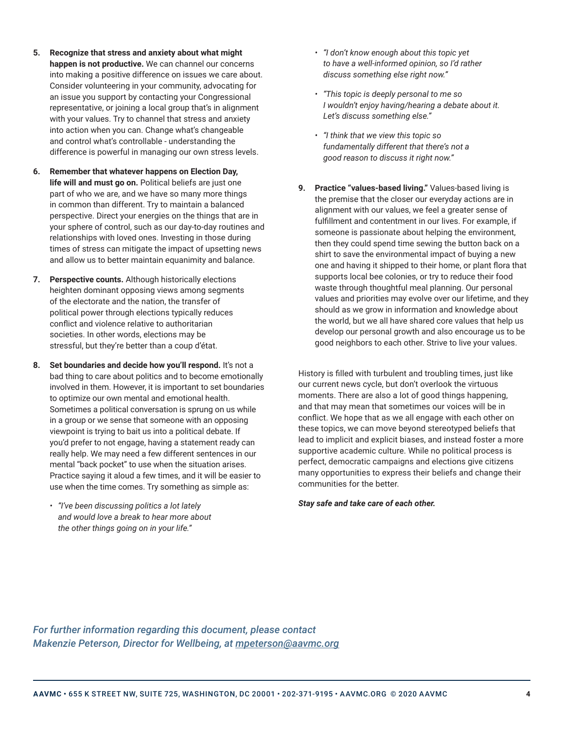5. **Recognize that stress and anxiety about what might happen is not productive.** We can channel our concerns into making a positive difference on issues we care about. Consider volunteering in your community, advocating for an issue you support by contacting your Congressional representative, or joining a local group that's in alignment with your values. Try to channel that stress and anxiety into action when you can. Change what's changeable and control what's controllable - understanding the difference is powerful in managing our own stress levels.

6. **Remember that whatever happens on Election Day, life will and must go on.** Political beliefs are just one part of who we are, and we have so many more things in common than different. Try to maintain a balanced perspective. Direct your energies on the things that are in your sphere of control, such as our day-to-day routines and relationships with loved ones. Investing in those during times of stress can mitigate the impact of upsetting news and allow us to better maintain equanimity and balance.

7. **Perspective counts.** Although historically elections heighten dominant opposing views among segments of the electorate and the nation, the transfer of political power through elections typically reduces conflict and violence relative to authoritarian societies. In other words, elections may be stressful, but they're better than a coup d'état.

8. **Set boundaries and decide how you'll respond.** It's not a bad thing to care about politics and to become emotionally involved in them. However, it is important to set boundaries to optimize our own mental and emotional health. Sometimes a political conversation is sprung on us while in a group or we sense that someone with an opposing viewpoint is trying to bait us into a political debate. If you'd prefer to not engage, having a statement ready can really help. We may need a few different sentences in our mental "back pocket" to use when the situation arises. Practice saying it aloud a few times, and it will be easier to use when the time comes. Try something as simple as:

   - *"I've been discussing politics a lot lately and would love a break to hear more about the other things going on in your life."*
   - *"I don't know enough about this topic yet to have a well-informed opinion, so I'd rather discuss something else right now."*
   - *"This topic is deeply personal to me so I wouldn't enjoy having/hearing a debate about it. Let's discuss something else."*
   - *"I think that we view this topic so fundamentally different that there's not a good reason to discuss it right now."*

9. **Practice "values-based living."** Values-based living is the premise that the closer our everyday actions are in alignment with our values, we feel a greater sense of fulfillment and contentment in our lives. For example, if someone is passionate about helping the environment, then they could spend time sewing the button back on a shirt to save the environmental impact of buying a new one and having it shipped to their home, or plant flora that supports local bee colonies, or try to reduce their food waste through thoughtful meal planning. Our personal values and priorities may evolve over our lifetime, and they should as we grow in information and knowledge about the world, but we all have shared core values that help us develop our personal growth and also encourage us to be good neighbors to each other. Strive to live your values.

History is filled with turbulent and troubling times, just like our current news cycle, but don't overlook the virtuous moments. There are also a lot of good things happening, and that may mean that sometimes our voices will be in conflict. We hope that as we all engage with each other on these topics, we can move beyond stereotyped beliefs that lead to implicit and explicit biases, and instead foster a more supportive academic culture. While no political process is perfect, democratic campaigns and elections give citizens many opportunities to express their beliefs and change their communities for the better.

***Stay safe and take care of each other.***

*For further information regarding this document, please contact Makenzie Peterson, Director for Wellbeing, at [mpeterson@aavmc.org](mailto:mpeterson@aavmc.org)*

AAVMC • 655 K STREET NW, SUITE 725, WASHINGTON, DC 20001 • 202-371-9195 • AAVMC.ORG © 2020 AAVMC